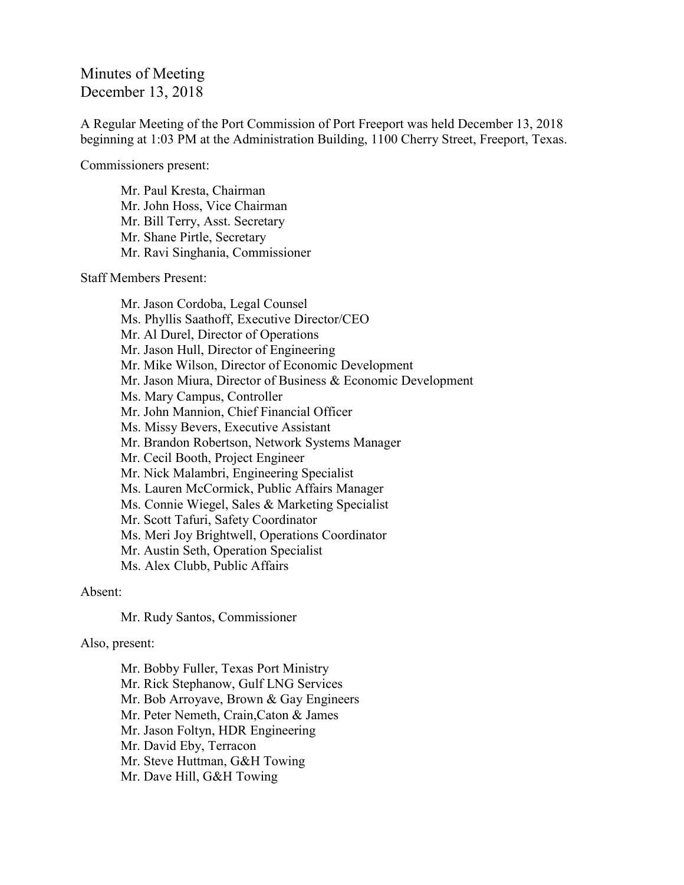# Minutes of Meeting
December 13, 2018

A Regular Meeting of the Port Commission of Port Freeport was held December 13, 2018 beginning at 1:03 PM at the Administration Building, 1100 Cherry Street, Freeport, Texas.

Commissioners present:

- Mr. Paul Kresta, Chairman
- Mr. John Hoss, Vice Chairman
- Mr. Bill Terry, Asst. Secretary
- Mr. Shane Pirtle, Secretary
- Mr. Ravi Singhania, Commissioner

Staff Members Present:

- Mr. Jason Cordoba, Legal Counsel
- Ms. Phyllis Saathoff, Executive Director/CEO
- Mr. Al Durel, Director of Operations
- Mr. Jason Hull, Director of Engineering
- Mr. Mike Wilson, Director of Economic Development
- Mr. Jason Miura, Director of Business & Economic Development
- Ms. Mary Campus, Controller
- Mr. John Mannion, Chief Financial Officer
- Ms. Missy Bevers, Executive Assistant
- Mr. Brandon Robertson, Network Systems Manager
- Mr. Cecil Booth, Project Engineer
- Mr. Nick Malambri, Engineering Specialist
- Ms. Lauren McCormick, Public Affairs Manager
- Ms. Connie Wiegel, Sales & Marketing Specialist
- Mr. Scott Tafuri, Safety Coordinator
- Ms. Meri Joy Brightwell, Operations Coordinator
- Mr. Austin Seth, Operation Specialist
- Ms. Alex Clubb, Public Affairs

Absent:

- Mr. Rudy Santos, Commissioner

Also, present:

- Mr. Bobby Fuller, Texas Port Ministry
- Mr. Rick Stephanow, Gulf LNG Services
- Mr. Bob Arroyave, Brown & Gay Engineers
- Mr. Peter Nemeth, Crain,Caton & James
- Mr. Jason Foltyn, HDR Engineering
- Mr. David Eby, Terracon
- Mr. Steve Huttman, G&H Towing
- Mr. Dave Hill, G&H Towing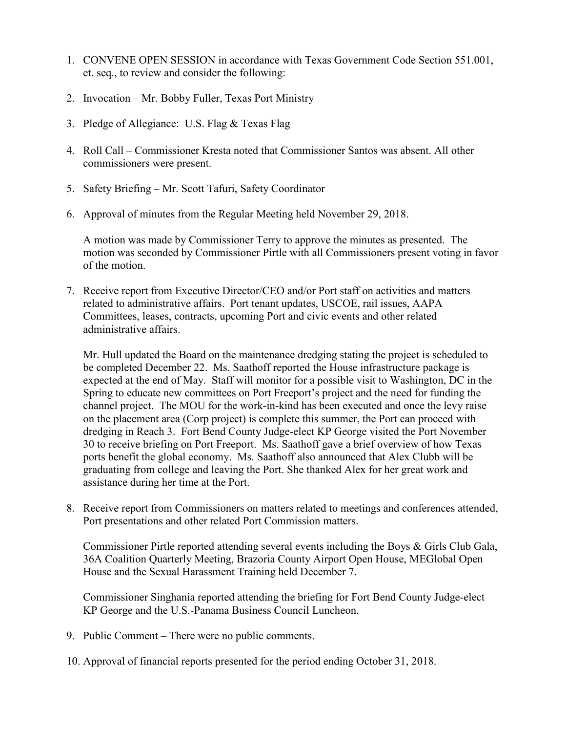1. CONVENE OPEN SESSION in accordance with Texas Government Code Section 551.001, et. seq., to review and consider the following:

2. Invocation – Mr. Bobby Fuller, Texas Port Ministry

3. Pledge of Allegiance: U.S. Flag & Texas Flag

4. Roll Call – Commissioner Kresta noted that Commissioner Santos was absent. All other commissioners were present.

5. Safety Briefing – Mr. Scott Tafuri, Safety Coordinator

6. Approval of minutes from the Regular Meeting held November 29, 2018.

   A motion was made by Commissioner Terry to approve the minutes as presented. The motion was seconded by Commissioner Pirtle with all Commissioners present voting in favor of the motion.

7. Receive report from Executive Director/CEO and/or Port staff on activities and matters related to administrative affairs. Port tenant updates, USCOE, rail issues, AAPA Committees, leases, contracts, upcoming Port and civic events and other related administrative affairs.

   Mr. Hull updated the Board on the maintenance dredging stating the project is scheduled to be completed December 22. Ms. Saathoff reported the House infrastructure package is expected at the end of May. Staff will monitor for a possible visit to Washington, DC in the Spring to educate new committees on Port Freeport's project and the need for funding the channel project. The MOU for the work-in-kind has been executed and once the levy raise on the placement area (Corp project) is complete this summer, the Port can proceed with dredging in Reach 3. Fort Bend County Judge-elect KP George visited the Port November 30 to receive briefing on Port Freeport. Ms. Saathoff gave a brief overview of how Texas ports benefit the global economy. Ms. Saathoff also announced that Alex Clubb will be graduating from college and leaving the Port. She thanked Alex for her great work and assistance during her time at the Port.

8. Receive report from Commissioners on matters related to meetings and conferences attended, Port presentations and other related Port Commission matters.

   Commissioner Pirtle reported attending several events including the Boys & Girls Club Gala, 36A Coalition Quarterly Meeting, Brazoria County Airport Open House, MEGlobal Open House and the Sexual Harassment Training held December 7.

   Commissioner Singhania reported attending the briefing for Fort Bend County Judge-elect KP George and the U.S.-Panama Business Council Luncheon.

9. Public Comment – There were no public comments.

10. Approval of financial reports presented for the period ending October 31, 2018.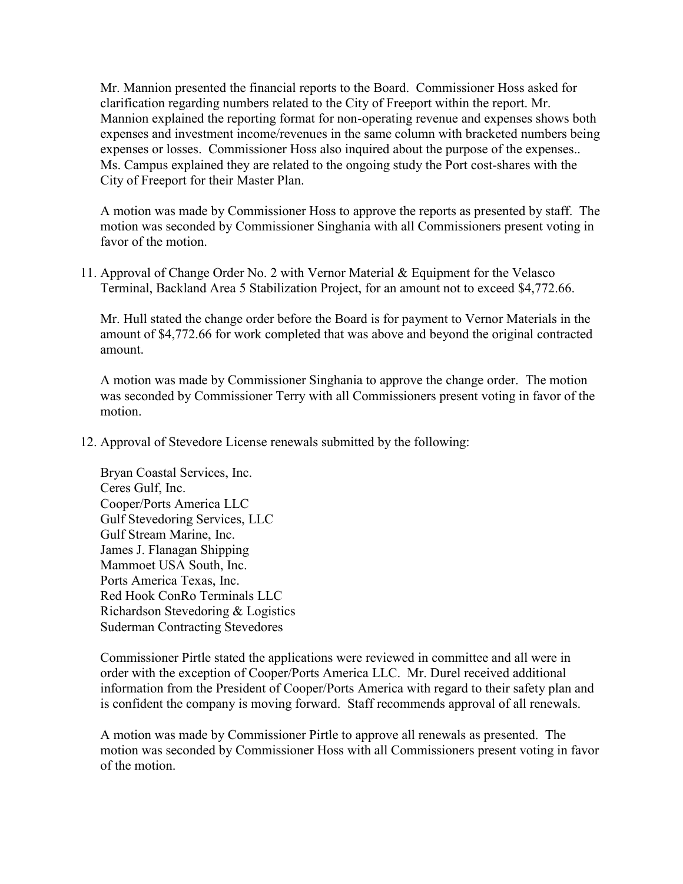Mr. Mannion presented the financial reports to the Board. Commissioner Hoss asked for clarification regarding numbers related to the City of Freeport within the report. Mr. Mannion explained the reporting format for non-operating revenue and expenses shows both expenses and investment income/revenues in the same column with bracketed numbers being expenses or losses. Commissioner Hoss also inquired about the purpose of the expenses.. Ms. Campus explained they are related to the ongoing study the Port cost-shares with the City of Freeport for their Master Plan.

A motion was made by Commissioner Hoss to approve the reports as presented by staff. The motion was seconded by Commissioner Singhania with all Commissioners present voting in favor of the motion.

11. Approval of Change Order No. 2 with Vernor Material & Equipment for the Velasco Terminal, Backland Area 5 Stabilization Project, for an amount not to exceed $4,772.66.

    Mr. Hull stated the change order before the Board is for payment to Vernor Materials in the amount of $4,772.66 for work completed that was above and beyond the original contracted amount.

    A motion was made by Commissioner Singhania to approve the change order. The motion was seconded by Commissioner Terry with all Commissioners present voting in favor of the motion.

12. Approval of Stevedore License renewals submitted by the following:

    Bryan Coastal Services, Inc.
    Ceres Gulf, Inc.
    Cooper/Ports America LLC
    Gulf Stevedoring Services, LLC
    Gulf Stream Marine, Inc.
    James J. Flanagan Shipping
    Mammoet USA South, Inc.
    Ports America Texas, Inc.
    Red Hook ConRo Terminals LLC
    Richardson Stevedoring & Logistics
    Suderman Contracting Stevedores

    Commissioner Pirtle stated the applications were reviewed in committee and all were in order with the exception of Cooper/Ports America LLC. Mr. Durel received additional information from the President of Cooper/Ports America with regard to their safety plan and is confident the company is moving forward. Staff recommends approval of all renewals.

    A motion was made by Commissioner Pirtle to approve all renewals as presented. The motion was seconded by Commissioner Hoss with all Commissioners present voting in favor of the motion.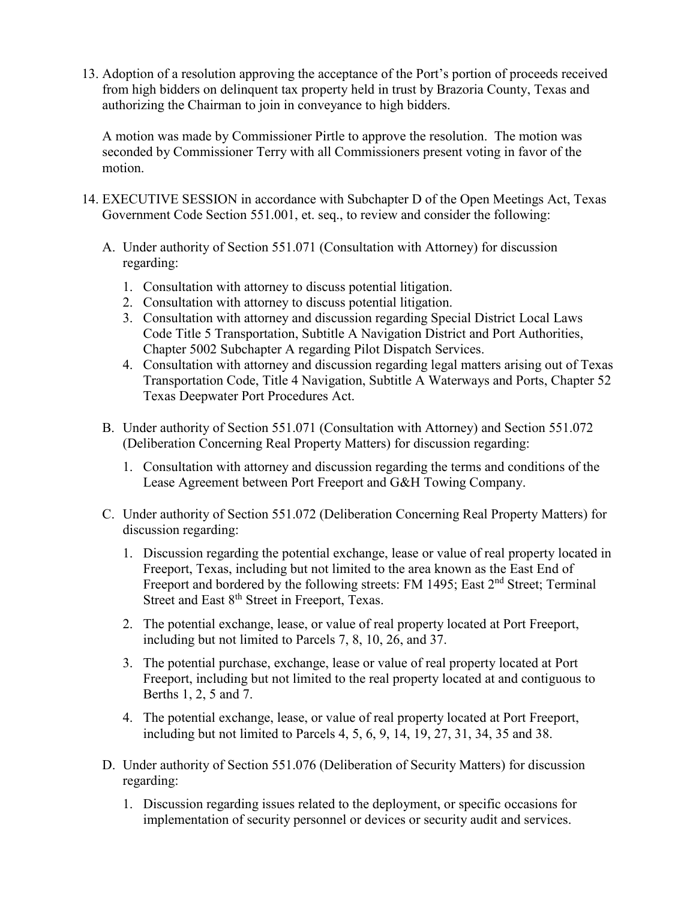13. Adoption of a resolution approving the acceptance of the Port's portion of proceeds received from high bidders on delinquent tax property held in trust by Brazoria County, Texas and authorizing the Chairman to join in conveyance to high bidders.

    A motion was made by Commissioner Pirtle to approve the resolution. The motion was seconded by Commissioner Terry with all Commissioners present voting in favor of the motion.

14. EXECUTIVE SESSION in accordance with Subchapter D of the Open Meetings Act, Texas Government Code Section 551.001, et. seq., to review and consider the following:

    A. Under authority of Section 551.071 (Consultation with Attorney) for discussion regarding:

       1. Consultation with attorney to discuss potential litigation.
       2. Consultation with attorney to discuss potential litigation.
       3. Consultation with attorney and discussion regarding Special District Local Laws Code Title 5 Transportation, Subtitle A Navigation District and Port Authorities, Chapter 5002 Subchapter A regarding Pilot Dispatch Services.
       4. Consultation with attorney and discussion regarding legal matters arising out of Texas Transportation Code, Title 4 Navigation, Subtitle A Waterways and Ports, Chapter 52 Texas Deepwater Port Procedures Act.

    B. Under authority of Section 551.071 (Consultation with Attorney) and Section 551.072 (Deliberation Concerning Real Property Matters) for discussion regarding:

       1. Consultation with attorney and discussion regarding the terms and conditions of the Lease Agreement between Port Freeport and G&H Towing Company.

    C. Under authority of Section 551.072 (Deliberation Concerning Real Property Matters) for discussion regarding:

       1. Discussion regarding the potential exchange, lease or value of real property located in Freeport, Texas, including but not limited to the area known as the East End of Freeport and bordered by the following streets: FM 1495; East 2nd Street; Terminal Street and East 8th Street in Freeport, Texas.

       2. The potential exchange, lease, or value of real property located at Port Freeport, including but not limited to Parcels 7, 8, 10, 26, and 37.

       3. The potential purchase, exchange, lease or value of real property located at Port Freeport, including but not limited to the real property located at and contiguous to Berths 1, 2, 5 and 7.

       4. The potential exchange, lease, or value of real property located at Port Freeport, including but not limited to Parcels 4, 5, 6, 9, 14, 19, 27, 31, 34, 35 and 38.

    D. Under authority of Section 551.076 (Deliberation of Security Matters) for discussion regarding:

       1. Discussion regarding issues related to the deployment, or specific occasions for implementation of security personnel or devices or security audit and services.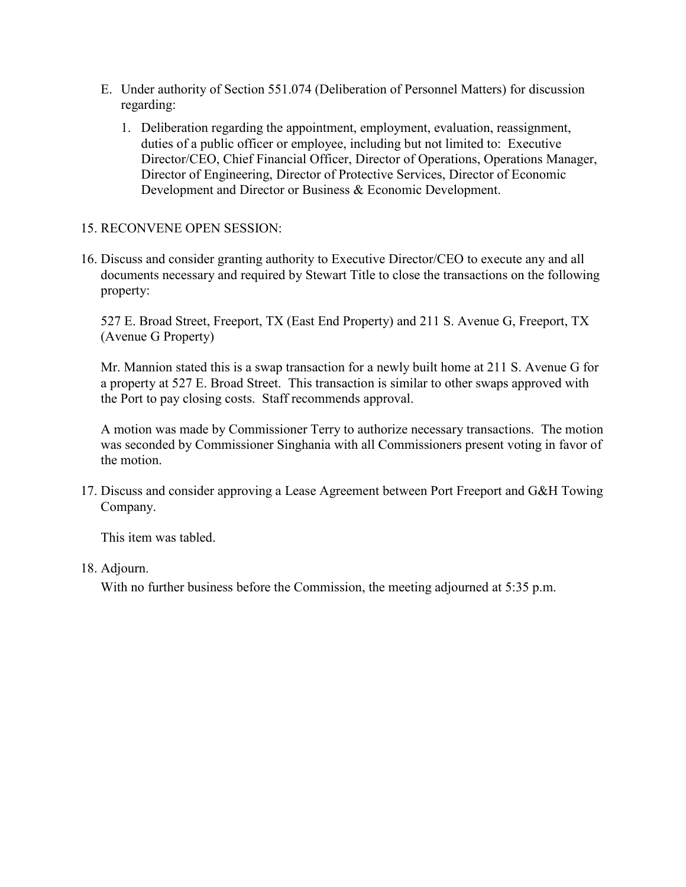E. Under authority of Section 551.074 (Deliberation of Personnel Matters) for discussion regarding:

   1. Deliberation regarding the appointment, employment, evaluation, reassignment, duties of a public officer or employee, including but not limited to: Executive Director/CEO, Chief Financial Officer, Director of Operations, Operations Manager, Director of Engineering, Director of Protective Services, Director of Economic Development and Director or Business & Economic Development.

15. RECONVENE OPEN SESSION:

16. Discuss and consider granting authority to Executive Director/CEO to execute any and all documents necessary and required by Stewart Title to close the transactions on the following property:

    527 E. Broad Street, Freeport, TX (East End Property) and 211 S. Avenue G, Freeport, TX (Avenue G Property)

    Mr. Mannion stated this is a swap transaction for a newly built home at 211 S. Avenue G for a property at 527 E. Broad Street. This transaction is similar to other swaps approved with the Port to pay closing costs. Staff recommends approval.

    A motion was made by Commissioner Terry to authorize necessary transactions. The motion was seconded by Commissioner Singhania with all Commissioners present voting in favor of the motion.

17. Discuss and consider approving a Lease Agreement between Port Freeport and G&H Towing Company.

    This item was tabled.

18. Adjourn.

    With no further business before the Commission, the meeting adjourned at 5:35 p.m.